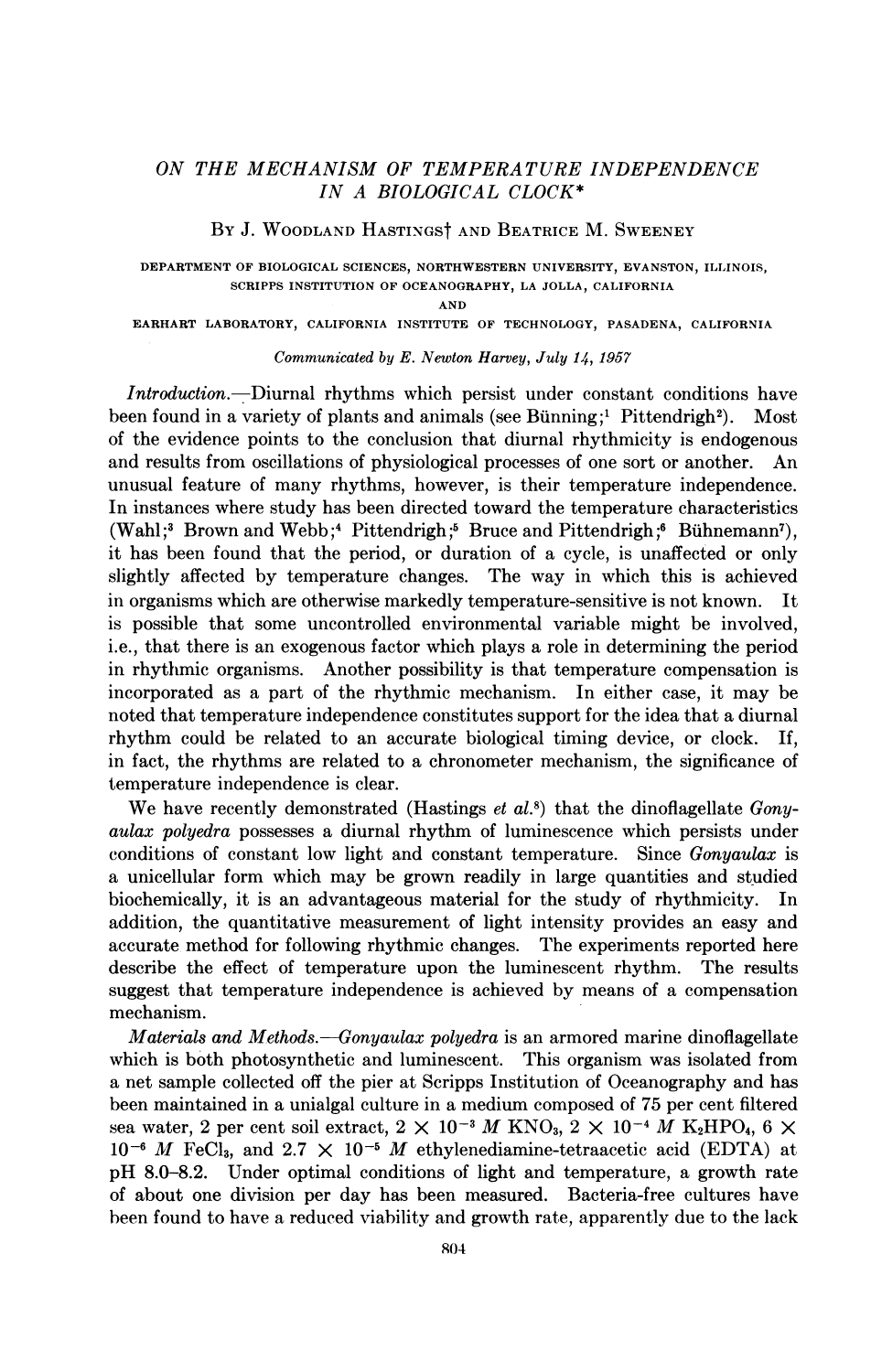# ON THE MECHANISM OF TEMPERATURE INDEPENDENCE IN A BIOLOGICAL CLOCK*

By J. Woodland Hastings† and Beatrice M. Sweeney

DEPARTMENT OF BIOLOGICAL SCIENCES, NORTHWESTERN UNIVERSITY, EVANSTON, ILLINOIS, SCRIPPS INSTITUTION OF OCEANOGRAPHY, LA JOLLA, CALIFORNIA AND EARHART LABORATORY, CALIFORNIA INSTITUTE OF TECHNOLOGY, PASADENA, CALIFORNIA

*Communicated by E. Newton Harvey, July 14, 1957*

*Introduction.*—Diurnal rhythms which persist under constant conditions have been found in a variety of plants and animals (see Bünning;[1] Pittendrigh[2]). Most of the evidence points to the conclusion that diurnal rhythmicity is endogenous and results from oscillations of physiological processes of one sort or another. An unusual feature of many rhythms, however, is their temperature independence. In instances where study has been directed toward the temperature characteristics (Wahl;[3] Brown and Webb;[4] Pittendrigh;[5] Bruce and Pittendrigh;[6] Bühnemann[7]), it has been found that the period, or duration of a cycle, is unaffected or only slightly affected by temperature changes. The way in which this is achieved in organisms which are otherwise markedly temperature-sensitive is not known. It is possible that some uncontrolled environmental variable might be involved, i.e., that there is an exogenous factor which plays a role in determining the period in rhythmic organisms. Another possibility is that temperature compensation is incorporated as a part of the rhythmic mechanism. In either case, it may be noted that temperature independence constitutes support for the idea that a diurnal rhythm could be related to an accurate biological timing device, or clock. If, in fact, the rhythms are related to a chronometer mechanism, the significance of temperature independence is clear.

We have recently demonstrated (Hastings *et al.*[8]) that the dinoflagellate *Gonyaulax polyedra* possesses a diurnal rhythm of luminescence which persists under conditions of constant low light and constant temperature. Since *Gonyaulax* is a unicellular form which may be grown readily in large quantities and studied biochemically, it is an advantageous material for the study of rhythmicity. In addition, the quantitative measurement of light intensity provides an easy and accurate method for following rhythmic changes. The experiments reported here describe the effect of temperature upon the luminescent rhythm. The results suggest that temperature independence is achieved by means of a compensation mechanism.

*Materials and Methods.*—*Gonyaulax polyedra* is an armored marine dinoflagellate which is both photosynthetic and luminescent. This organism was isolated from a net sample collected off the pier at Scripps Institution of Oceanography and has been maintained in a unialgal culture in a medium composed of 75 per cent filtered sea water, 2 per cent soil extract, $2 \times 10^{-3}$ $M$ $KNO_3$, $2 \times 10^{-4}$ $M$ $K_2HPO_4$, $6 \times 10^{-6}$ $M$ $FeCl_3$, and $2.7 \times 10^{-5}$ $M$ ethylenediamine-tetraacetic acid (EDTA) at pH 8.0–8.2. Under optimal conditions of light and temperature, a growth rate of about one division per day has been measured. Bacteria-free cultures have been found to have a reduced viability and growth rate, apparently due to the lack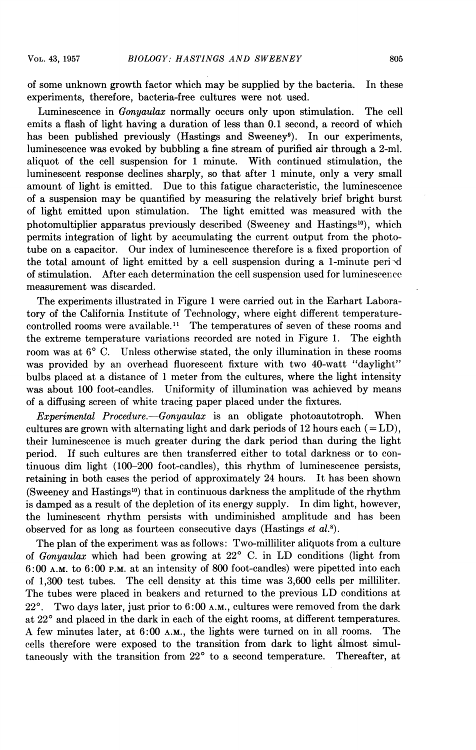of some unknown growth factor which may be supplied by the bacteria. In these experiments, therefore, bacteria-free cultures were not used.

Luminescence in *Gonyaulax* normally occurs only upon stimulation. The cell emits a flash of light having a duration of less than 0.1 second, a record of which has been published previously (Hastings and Sweeney[9]). In our experiments, luminescence was evoked by bubbling a fine stream of purified air through a 2-ml. aliquot of the cell suspension for 1 minute. With continued stimulation, the luminescent response declines sharply, so that after 1 minute, only a very small amount of light is emitted. Due to this fatigue characteristic, the luminescence of a suspension may be quantified by measuring the relatively brief bright burst of light emitted upon stimulation. The light emitted was measured with the photomultiplier apparatus previously described (Sweeney and Hastings[10]), which permits integration of light by accumulating the current output from the phototube on a capacitor. Our index of luminescence therefore is a fixed proportion of the total amount of light emitted by a cell suspension during a 1-minute period of stimulation. After each determination the cell suspension used for luminescence measurement was discarded.

The experiments illustrated in Figure 1 were carried out in the Earhart Laboratory of the California Institute of Technology, where eight different temperature-controlled rooms were available.[11] The temperatures of seven of these rooms and the extreme temperature variations recorded are noted in Figure 1. The eighth room was at 6° C. Unless otherwise stated, the only illumination in these rooms was provided by an overhead fluorescent fixture with two 40-watt "daylight" bulbs placed at a distance of 1 meter from the cultures, where the light intensity was about 100 foot-candles. Uniformity of illumination was achieved by means of a diffusing screen of white tracing paper placed under the fixtures.

*Experimental Procedure.*—*Gonyaulax* is an obligate photoautotroph. When cultures are grown with alternating light and dark periods of 12 hours each (= LD), their luminescence is much greater during the dark period than during the light period. If such cultures are then transferred either to total darkness or to continuous dim light (100–200 foot-candles), this rhythm of luminescence persists, retaining in both cases the period of approximately 24 hours. It has been shown (Sweeney and Hastings[10]) that in continuous darkness the amplitude of the rhythm is damped as a result of the depletion of its energy supply. In dim light, however, the luminescent rhythm persists with undiminished amplitude and has been observed for as long as fourteen consecutive days (Hastings *et al.*[8]).

The plan of the experiment was as follows: Two-milliliter aliquots from a culture of *Gonyaulax* which had been growing at 22° C. in LD conditions (light from 6:00 A.M. to 6:00 P.M. at an intensity of 800 foot-candles) were pipetted into each of 1,300 test tubes. The cell density at this time was 3,600 cells per milliliter. The tubes were placed in beakers and returned to the previous LD conditions at 22°. Two days later, just prior to 6:00 A.M., cultures were removed from the dark at 22° and placed in the dark in each of the eight rooms, at different temperatures. A few minutes later, at 6:00 A.M., the lights were turned on in all rooms. The cells therefore were exposed to the transition from dark to light almost simultaneously with the transition from 22° to a second temperature. Thereafter, at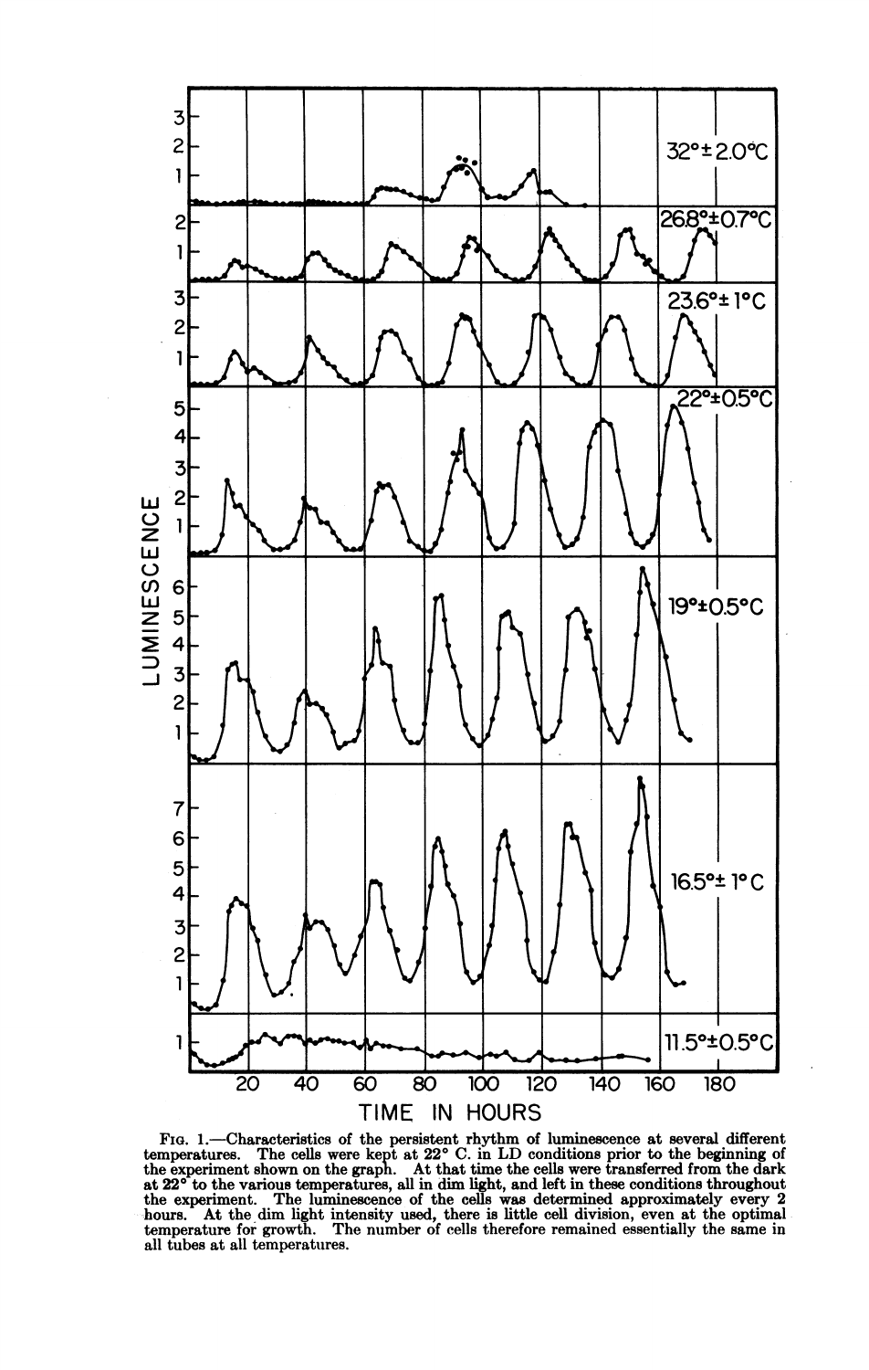FIG. 1.—Characteristics of the persistent rhythm of luminescence at several different temperatures. The cells were kept at 22° C. in LD conditions prior to the beginning of the experiment shown on the graph. At that time the cells were transferred from the dark at 22° to the various temperatures, all in dim light, and left in these conditions throughout the experiment. The luminescence of the cells was determined approximately every 2 hours. At the dim light intensity used, there is little cell division, even at the optimal temperature for growth. The number of cells therefore remained essentially the same in all tubes at all temperatures.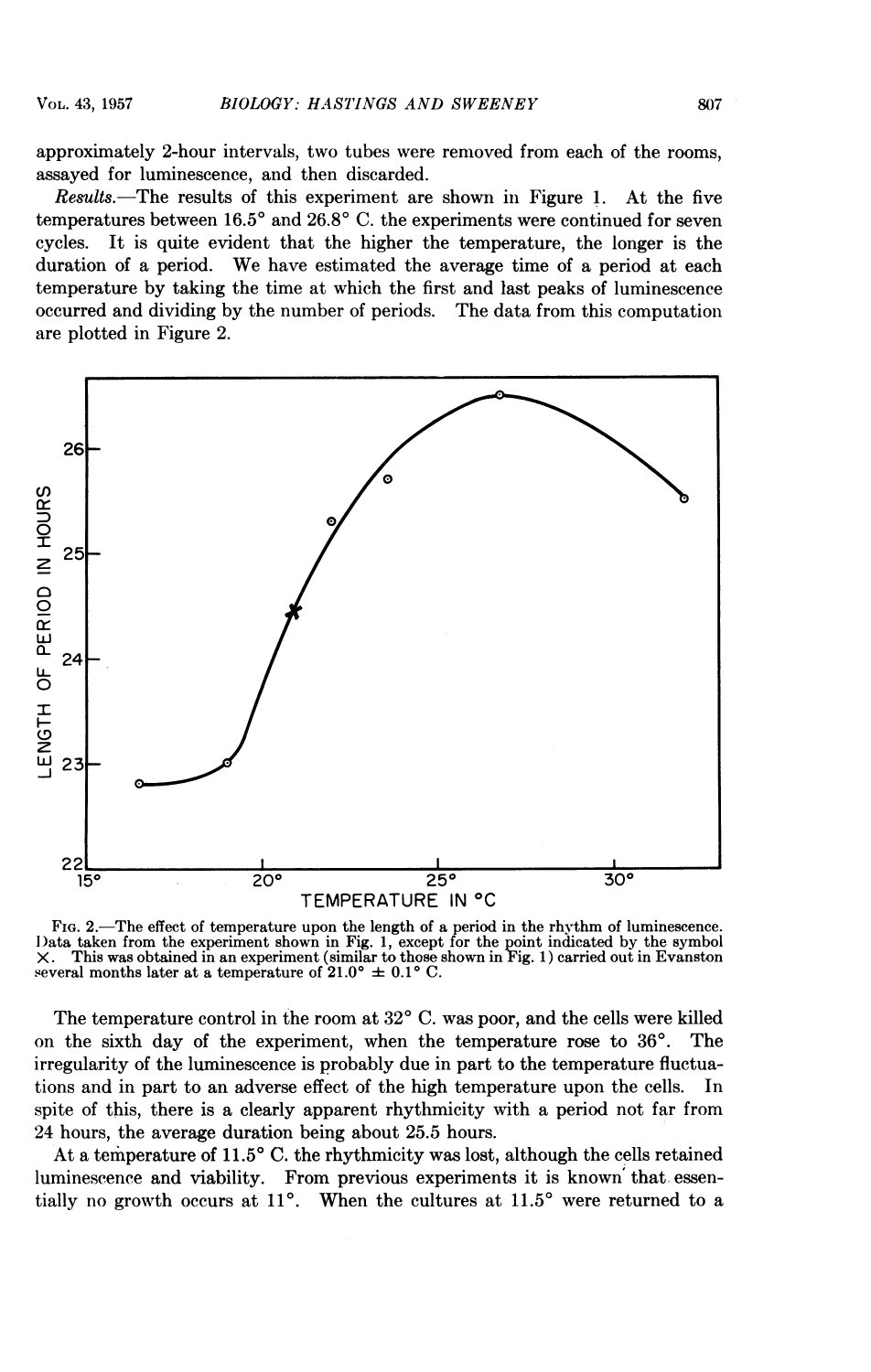approximately 2-hour intervals, two tubes were removed from each of the rooms, assayed for luminescence, and then discarded.

*Results.*—The results of this experiment are shown in Figure 1. At the five temperatures between 16.5° and 26.8° C. the experiments were continued for seven cycles. It is quite evident that the higher the temperature, the longer is the duration of a period. We have estimated the average time of a period at each temperature by taking the time at which the first and last peaks of luminescence occurred and dividing by the number of periods. The data from this computation are plotted in Figure 2.

FIG. 2.—The effect of temperature upon the length of a period in the rhythm of luminescence. Data taken from the experiment shown in Fig. 1, except for the point indicated by the symbol X. This was obtained in an experiment (similar to those shown in Fig. 1) carried out in Evanston several months later at a temperature of 21.0° ± 0.1° C.

The temperature control in the room at 32° C. was poor, and the cells were killed on the sixth day of the experiment, when the temperature rose to 36°. The irregularity of the luminescence is probably due in part to the temperature fluctuations and in part to an adverse effect of the high temperature upon the cells. In spite of this, there is a clearly apparent rhythmicity with a period not far from 24 hours, the average duration being about 25.5 hours.

At a temperature of 11.5° C. the rhythmicity was lost, although the cells retained luminescence and viability. From previous experiments it is known that essentially no growth occurs at 11°. When the cultures at 11.5° were returned to a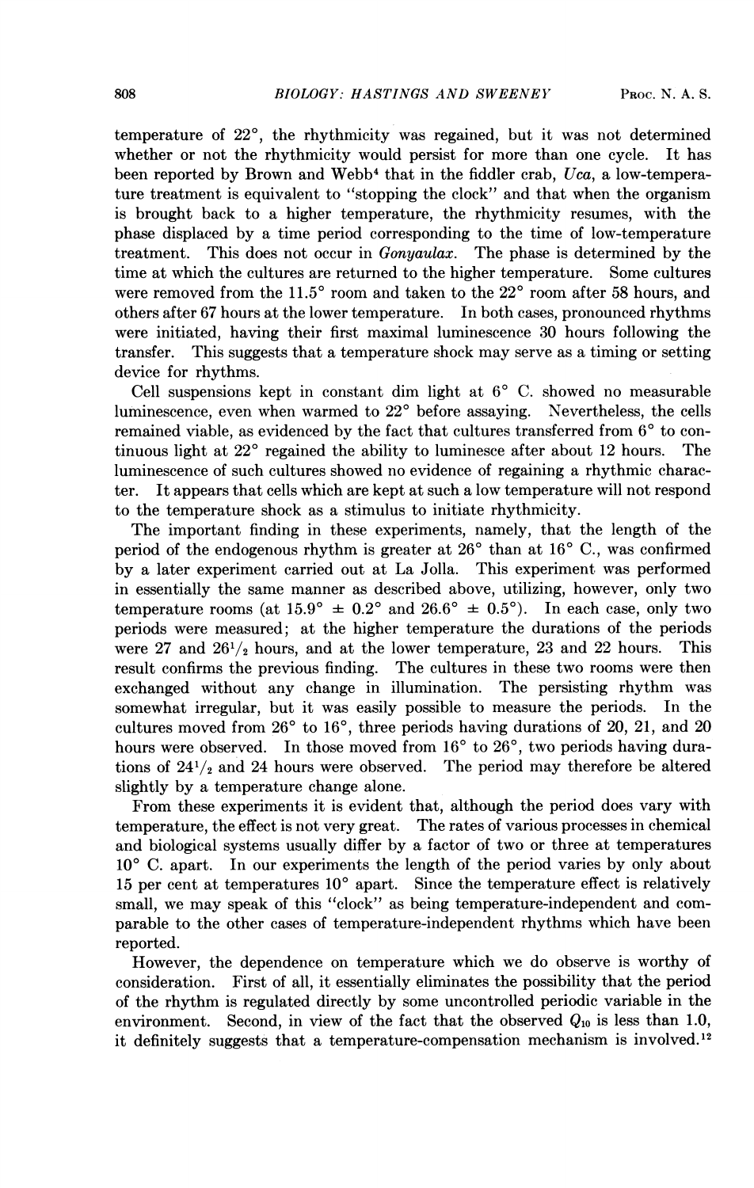temperature of 22°, the rhythmicity was regained, but it was not determined whether or not the rhythmicity would persist for more than one cycle. It has been reported by Brown and Webb[4] that in the fiddler crab, *Uca*, a low-temperature treatment is equivalent to "stopping the clock" and that when the organism is brought back to a higher temperature, the rhythmicity resumes, with the phase displaced by a time period corresponding to the time of low-temperature treatment. This does not occur in *Gonyaulax*. The phase is determined by the time at which the cultures are returned to the higher temperature. Some cultures were removed from the 11.5° room and taken to the 22° room after 58 hours, and others after 67 hours at the lower temperature. In both cases, pronounced rhythms were initiated, having their first maximal luminescence 30 hours following the transfer. This suggests that a temperature shock may serve as a timing or setting device for rhythms.

Cell suspensions kept in constant dim light at 6° C. showed no measurable luminescence, even when warmed to 22° before assaying. Nevertheless, the cells remained viable, as evidenced by the fact that cultures transferred from 6° to continuous light at 22° regained the ability to luminesce after about 12 hours. The luminescence of such cultures showed no evidence of regaining a rhythmic character. It appears that cells which are kept at such a low temperature will not respond to the temperature shock as a stimulus to initiate rhythmicity.

The important finding in these experiments, namely, that the length of the period of the endogenous rhythm is greater at 26° than at 16° C., was confirmed by a later experiment carried out at La Jolla. This experiment was performed in essentially the same manner as described above, utilizing, however, only two temperature rooms (at 15.9° ± 0.2° and 26.6° ± 0.5°). In each case, only two periods were measured; at the higher temperature the durations of the periods were 27 and 26$^1/_2$ hours, and at the lower temperature, 23 and 22 hours. This result confirms the previous finding. The cultures in these two rooms were then exchanged without any change in illumination. The persisting rhythm was somewhat irregular, but it was easily possible to measure the periods. In the cultures moved from 26° to 16°, three periods having durations of 20, 21, and 20 hours were observed. In those moved from 16° to 26°, two periods having durations of 24$^1/_2$ and 24 hours were observed. The period may therefore be altered slightly by a temperature change alone.

From these experiments it is evident that, although the period does vary with temperature, the effect is not very great. The rates of various processes in chemical and biological systems usually differ by a factor of two or three at temperatures 10° C. apart. In our experiments the length of the period varies by only about 15 per cent at temperatures 10° apart. Since the temperature effect is relatively small, we may speak of this "clock" as being temperature-independent and comparable to the other cases of temperature-independent rhythms which have been reported.

However, the dependence on temperature which we do observe is worthy of consideration. First of all, it essentially eliminates the possibility that the period of the rhythm is regulated directly by some uncontrolled periodic variable in the environment. Second, in view of the fact that the observed $Q_{10}$ is less than 1.0, it definitely suggests that a temperature-compensation mechanism is involved.[12]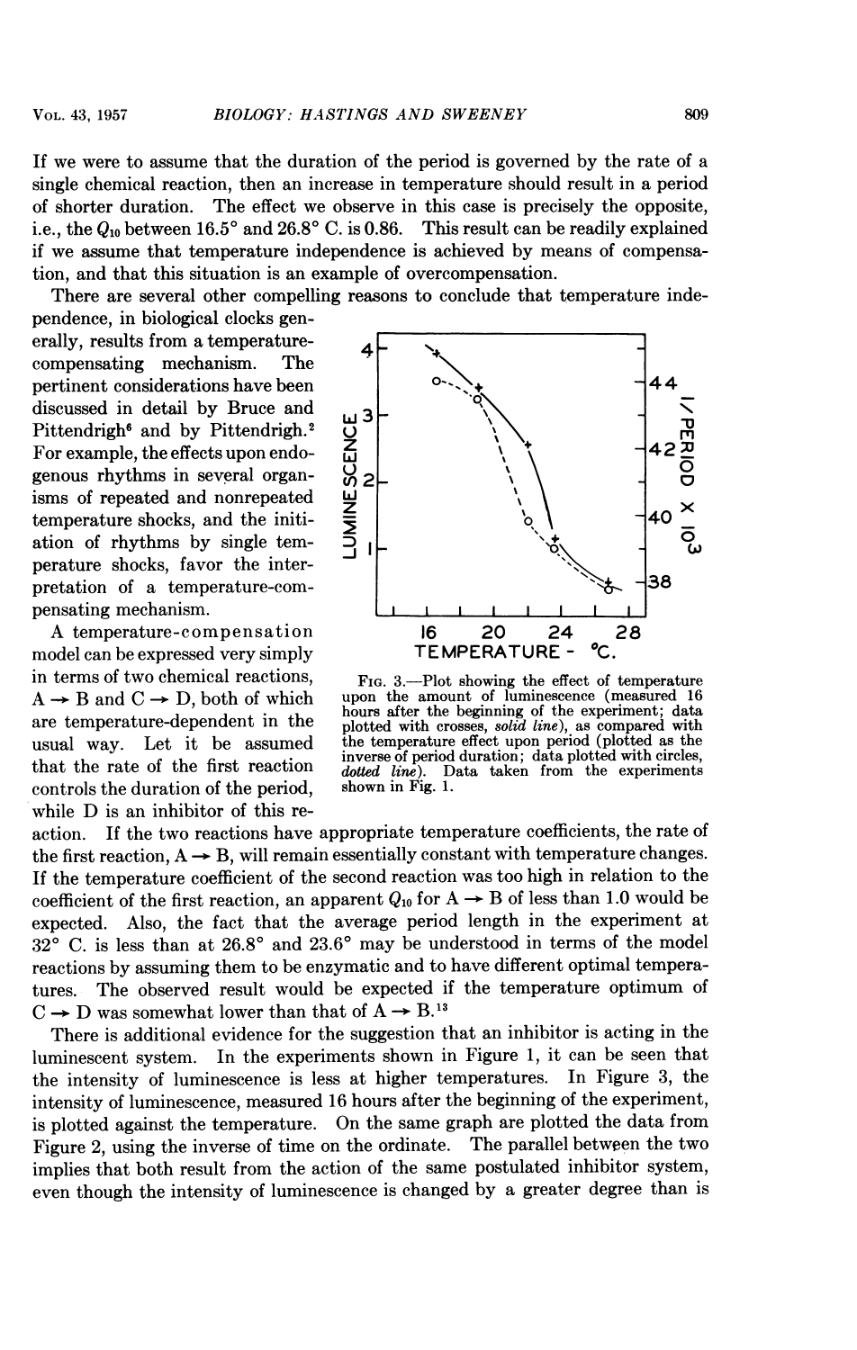If we were to assume that the duration of the period is governed by the rate of a single chemical reaction, then an increase in temperature should result in a period of shorter duration. The effect we observe in this case is precisely the opposite, i.e., the $Q_{10}$ between 16.5° and 26.8° C. is 0.86. This result can be readily explained if we assume that temperature independence is achieved by means of compensation, and that this situation is an example of overcompensation.

There are several other compelling reasons to conclude that temperature independence, in biological clocks generally, results from a temperature-compensating mechanism. The pertinent considerations have been discussed in detail by Bruce and Pittendrigh[6] and by Pittendrigh.[2] For example, the effects upon endogenous rhythms in several organisms of repeated and nonrepeated temperature shocks, and the initiation of rhythms by single temperature shocks, favor the interpretation of a temperature-compensating mechanism.

A temperature-compensation model can be expressed very simply in terms of two chemical reactions, A → B and C → D, both of which are temperature-dependent in the usual way. Let it be assumed that the rate of the first reaction controls the duration of the period, while D is an inhibitor of this reaction. If the two reactions have appropriate temperature coefficients, the rate of the first reaction, A → B, will remain essentially constant with temperature changes. If the temperature coefficient of the second reaction was too high in relation to the coefficient of the first reaction, an apparent $Q_{10}$ for A → B of less than 1.0 would be expected. Also, the fact that the average period length in the experiment at 32° C. is less than at 26.8° and 23.6° may be understood in terms of the model reactions by assuming them to be enzymatic and to have different optimal temperatures. The observed result would be expected if the temperature optimum of C → D was somewhat lower than that of A → B.[13]

FIG. 3.—Plot showing the effect of temperature upon the amount of luminescence (measured 16 hours after the beginning of the experiment; data plotted with crosses, *solid line*), as compared with the temperature effect upon period (plotted as the inverse of period duration; data plotted with circles, *dotted line*). Data taken from the experiments shown in Fig. 1.

There is additional evidence for the suggestion that an inhibitor is acting in the luminescent system. In the experiments shown in Figure 1, it can be seen that the intensity of luminescence is less at higher temperatures. In Figure 3, the intensity of luminescence, measured 16 hours after the beginning of the experiment, is plotted against the temperature. On the same graph are plotted the data from Figure 2, using the inverse of time on the ordinate. The parallel between the two implies that both result from the action of the same postulated inhibitor system, even though the intensity of luminescence is changed by a greater degree than is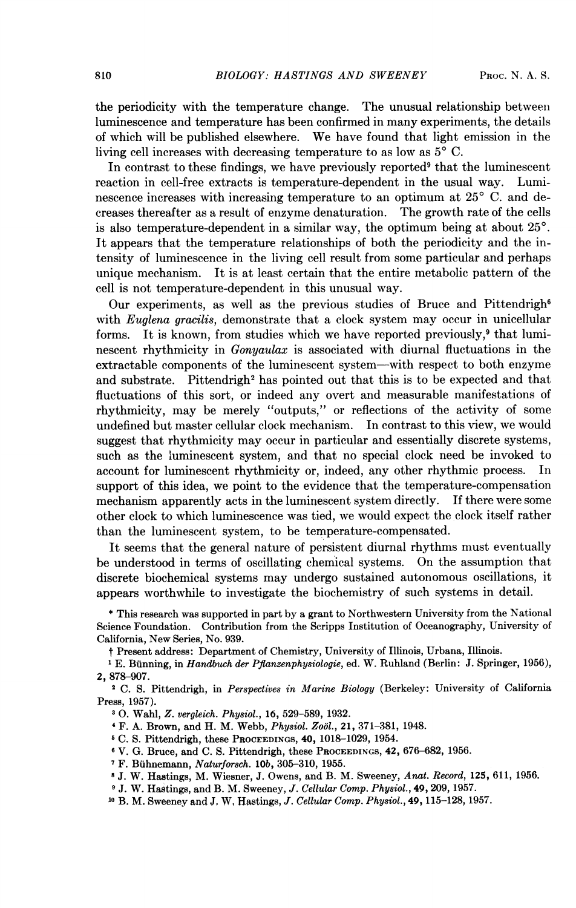the periodicity with the temperature change. The unusual relationship between luminescence and temperature has been confirmed in many experiments, the details of which will be published elsewhere. We have found that light emission in the living cell increases with decreasing temperature to as low as 5° C.

In contrast to these findings, we have previously reported[9] that the luminescent reaction in cell-free extracts is temperature-dependent in the usual way. Luminescence increases with increasing temperature to an optimum at 25° C. and decreases thereafter as a result of enzyme denaturation. The growth rate of the cells is also temperature-dependent in a similar way, the optimum being at about 25°. It appears that the temperature relationships of both the periodicity and the intensity of luminescence in the living cell result from some particular and perhaps unique mechanism. It is at least certain that the entire metabolic pattern of the cell is not temperature-dependent in this unusual way.

Our experiments, as well as the previous studies of Bruce and Pittendrigh[6] with *Euglena gracilis*, demonstrate that a clock system may occur in unicellular forms. It is known, from studies which we have reported previously,[9] that luminescent rhythmicity in *Gonyaulax* is associated with diurnal fluctuations in the extractable components of the luminescent system—with respect to both enzyme and substrate. Pittendrigh[2] has pointed out that this is to be expected and that fluctuations of this sort, or indeed any overt and measurable manifestations of rhythmicity, may be merely "outputs," or reflections of the activity of some undefined but master cellular clock mechanism. In contrast to this view, we would suggest that rhythmicity may occur in particular and essentially discrete systems, such as the luminescent system, and that no special clock need be invoked to account for luminescent rhythmicity or, indeed, any other rhythmic process. In support of this idea, we point to the evidence that the temperature-compensation mechanism apparently acts in the luminescent system directly. If there were some other clock to which luminescence was tied, we would expect the clock itself rather than the luminescent system, to be temperature-compensated.

It seems that the general nature of persistent diurnal rhythms must eventually be understood in terms of oscillating chemical systems. On the assumption that discrete biochemical systems may undergo sustained autonomous oscillations, it appears worthwhile to investigate the biochemistry of such systems in detail.

\* This research was supported in part by a grant to Northwestern University from the National Science Foundation. Contribution from the Scripps Institution of Oceanography, University of California, New Series, No. 939.

† Present address: Department of Chemistry, University of Illinois, Urbana, Illinois.

[1] E. Bünning, in *Handbuch der Pflanzenphysiologie*, ed. W. Ruhland (Berlin: J. Springer, 1956), **2**, 878–907.

[2] C. S. Pittendrigh, in *Perspectives in Marine Biology* (Berkeley: University of California Press, 1957).

[3] O. Wahl, *Z. vergleich. Physiol.*, **16**, 529–589, 1932.

[4] F. A. Brown, and H. M. Webb, *Physiol. Zoöl.*, **21**, 371–381, 1948.

[5] C. S. Pittendrigh, these PROCEEDINGS, **40**, 1018–1029, 1954.

[6] V. G. Bruce, and C. S. Pittendrigh, these PROCEEDINGS, **42**, 676–682, 1956.

[7] F. Bühnemann, *Naturforsch.* **10b**, 305–310, 1955.

[8] J. W. Hastings, M. Wiesner, J. Owens, and B. M. Sweeney, *Anat. Record*, **125**, 611, 1956.

[9] J. W. Hastings, and B. M. Sweeney, *J. Cellular Comp. Physiol.*, **49**, 209, 1957.

[10] B. M. Sweeney and J. W. Hastings, *J. Cellular Comp. Physiol.*, **49**, 115–128, 1957.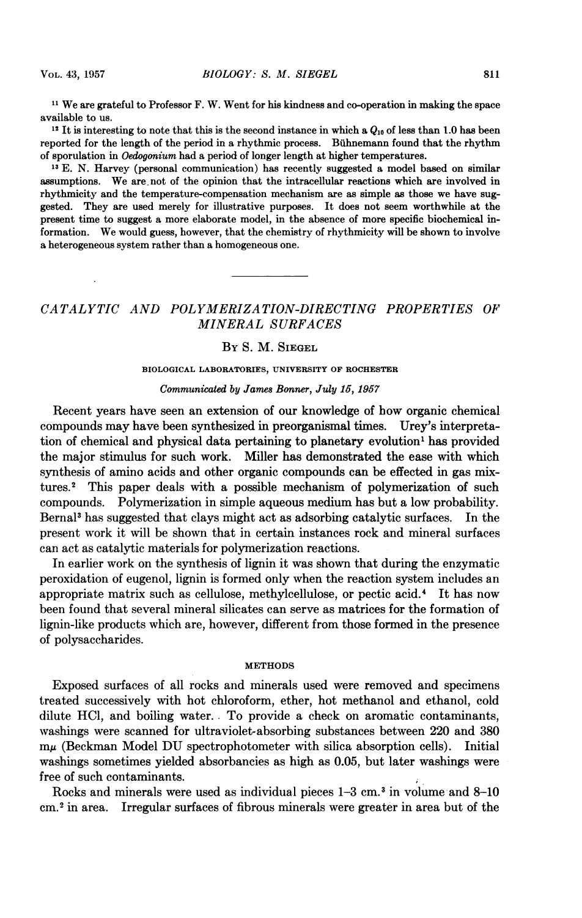[11] We are grateful to Professor F. W. Went for his kindness and co-operation in making the space available to us.

[12] It is interesting to note that this is the second instance in which a $Q_{10}$ of less than 1.0 has been reported for the length of the period in a rhythmic process. Bühnemann found that the rhythm of sporulation in *Oedogonium* had a period of longer length at higher temperatures.

[13] E. N. Harvey (personal communication) has recently suggested a model based on similar assumptions. We are not of the opinion that the intracellular reactions which are involved in rhythmicity and the temperature-compensation mechanism are as simple as those we have suggested. They are used merely for illustrative purposes. It does not seem worthwhile at the present time to suggest a more elaborate model, in the absence of more specific biochemical information. We would guess, however, that the chemistry of rhythmicity will be shown to involve a heterogeneous system rather than a homogeneous one.

---

# *CATALYTIC AND POLYMERIZATION-DIRECTING PROPERTIES OF MINERAL SURFACES*

By S. M. Siegel

BIOLOGICAL LABORATORIES, UNIVERSITY OF ROCHESTER

*Communicated by James Bonner, July 15, 1957*

Recent years have seen an extension of our knowledge of how organic chemical compounds may have been synthesized in preorganismal times. Urey's interpretation of chemical and physical data pertaining to planetary evolution[1] has provided the major stimulus for such work. Miller has demonstrated the ease with which synthesis of amino acids and other organic compounds can be effected in gas mixtures.[2] This paper deals with a possible mechanism of polymerization of such compounds. Polymerization in simple aqueous medium has but a low probability. Bernal[3] has suggested that clays might act as adsorbing catalytic surfaces. In the present work it will be shown that in certain instances rock and mineral surfaces can act as catalytic materials for polymerization reactions.

In earlier work on the synthesis of lignin it was shown that during the enzymatic peroxidation of eugenol, lignin is formed only when the reaction system includes an appropriate matrix such as cellulose, methylcellulose, or pectic acid.[4] It has now been found that several mineral silicates can serve as matrices for the formation of lignin-like products which are, however, different from those formed in the presence of polysaccharides.

## METHODS

Exposed surfaces of all rocks and minerals used were removed and specimens treated successively with hot chloroform, ether, hot methanol and ethanol, cold dilute HCl, and boiling water. To provide a check on aromatic contaminants, washings were scanned for ultraviolet-absorbing substances between 220 and 380 mμ (Beckman Model DU spectrophotometer with silica absorption cells). Initial washings sometimes yielded absorbancies as high as 0.05, but later washings were free of such contaminants.

Rocks and minerals were used as individual pieces 1–3 cm.$^3$ in volume and 8–10 cm.$^2$ in area. Irregular surfaces of fibrous minerals were greater in area but of the